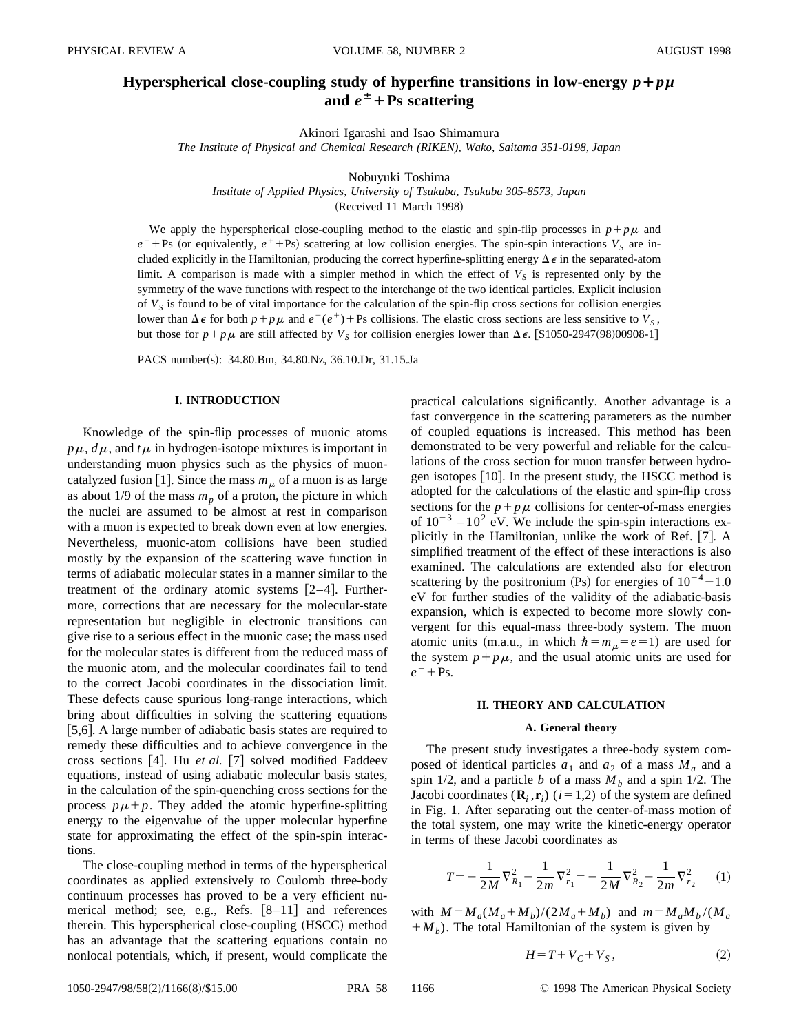# Hyperspherical close-coupling study of hyperfine transitions in low-energy $p+p\mu$ and $e^{\pm}+\text{Ps}$ scattering

Akinori Igarashi and Isao Shimamura

*The Institute of Physical and Chemical Research (RIKEN), Wako, Saitama 351-0198, Japan*

Nobuyuki Toshima

*Institute of Applied Physics, University of Tsukuba, Tsukuba 305-8573, Japan*

(Received 11 March 1998)

We apply the hyperspherical close-coupling method to the elastic and spin-flip processes in $p+p\mu$ and $e^-+\text{Ps}$ (or equivalently, $e^+ + \text{Ps}$) scattering at low collision energies. The spin-spin interactions $V_S$ are included explicitly in the Hamiltonian, producing the correct hyperfine-splitting energy $\Delta\epsilon$ in the separated-atom limit. A comparison is made with a simpler method in which the effect of $V_S$ is represented only by the symmetry of the wave functions with respect to the interchange of the two identical particles. Explicit inclusion of $V_S$ is found to be of vital importance for the calculation of the spin-flip cross sections for collision energies lower than $\Delta\epsilon$ for both $p+p\mu$ and $e^-(e^+)+\text{Ps}$ collisions. The elastic cross sections are less sensitive to $V_S$, but those for $p+p\mu$ are still affected by $V_S$ for collision energies lower than $\Delta\epsilon$. [S1050-2947(98)00908-1]

PACS number(s): 34.80.Bm, 34.80.Nz, 36.10.Dr, 31.15.Ja

## I. INTRODUCTION

Knowledge of the spin-flip processes of muonic atoms $p\mu$, $d\mu$, and $t\mu$ in hydrogen-isotope mixtures is important in understanding muon physics such as the physics of muon-catalyzed fusion [1]. Since the mass $m_\mu$ of a muon is as large as about 1/9 of the mass $m_p$ of a proton, the picture in which the nuclei are assumed to be almost at rest in comparison with a muon is expected to break down even at low energies. Nevertheless, muonic-atom collisions have been studied mostly by the expansion of the scattering wave function in terms of adiabatic molecular states in a manner similar to the treatment of the ordinary atomic systems [2–4]. Furthermore, corrections that are necessary for the molecular-state representation but negligible in electronic transitions can give rise to a serious effect in the muonic case; the mass used for the molecular states is different from the reduced mass of the muonic atom, and the molecular coordinates fail to tend to the correct Jacobi coordinates in the dissociation limit. These defects cause spurious long-range interactions, which bring about difficulties in solving the scattering equations [5,6]. A large number of adiabatic basis states are required to remedy these difficulties and to achieve convergence in the cross sections [4]. Hu *et al.* [7] solved modified Faddeev equations, instead of using adiabatic molecular basis states, in the calculation of the spin-quenching cross sections for the process $p\mu+p$. They added the atomic hyperfine-splitting energy to the eigenvalue of the upper molecular hyperfine state for approximating the effect of the spin-spin interactions.

The close-coupling method in terms of the hyperspherical coordinates as applied extensively to Coulomb three-body continuum processes has proved to be a very efficient numerical method; see, e.g., Refs. [8–11] and references therein. This hyperspherical close-coupling (HSCC) method has an advantage that the scattering equations contain no nonlocal potentials, which, if present, would complicate the practical calculations significantly. Another advantage is a fast convergence in the scattering parameters as the number of coupled equations is increased. This method has been demonstrated to be very powerful and reliable for the calculations of the cross section for muon transfer between hydrogen isotopes [10]. In the present study, the HSCC method is adopted for the calculations of the elastic and spin-flip cross sections for the $p+p\mu$ collisions for center-of-mass energies of $10^{-3}-10^{2}$ eV. We include the spin-spin interactions explicitly in the Hamiltonian, unlike the work of Ref. [7]. A simplified treatment of the effect of these interactions is also examined. The calculations are extended also for electron scattering by the positronium (Ps) for energies of $10^{-4}-1.0$ eV for further studies of the validity of the adiabatic-basis expansion, which is expected to become more slowly convergent for this equal-mass three-body system. The muon atomic units (m.a.u., in which $\hbar=m_\mu=e=1$) are used for the system $p+p\mu$, and the usual atomic units are used for $e^-+\text{Ps}$.

## II. THEORY AND CALCULATION

### A. General theory

The present study investigates a three-body system composed of identical particles $a_1$ and $a_2$ of a mass $M_a$ and a spin 1/2, and a particle $b$ of a mass $M_b$ and a spin 1/2. The Jacobi coordinates $(\mathbf{R}_i,\mathbf{r}_i)$ $(i=1,2)$ of the system are defined in Fig. 1. After separating out the center-of-mass motion of the total system, one may write the kinetic-energy operator in terms of these Jacobi coordinates as

$$T=-\frac{1}{2M}\nabla^2_{R_1}-\frac{1}{2m}\nabla^2_{r_1}=-\frac{1}{2M}\nabla^2_{R_2}-\frac{1}{2m}\nabla^2_{r_2} \qquad (1)$$

with $M=M_a(M_a+M_b)/(2M_a+M_b)$ and $m=M_aM_b/(M_a+M_b)$. The total Hamiltonian of the system is given by

$$H=T+V_C+V_S, \qquad (2)$$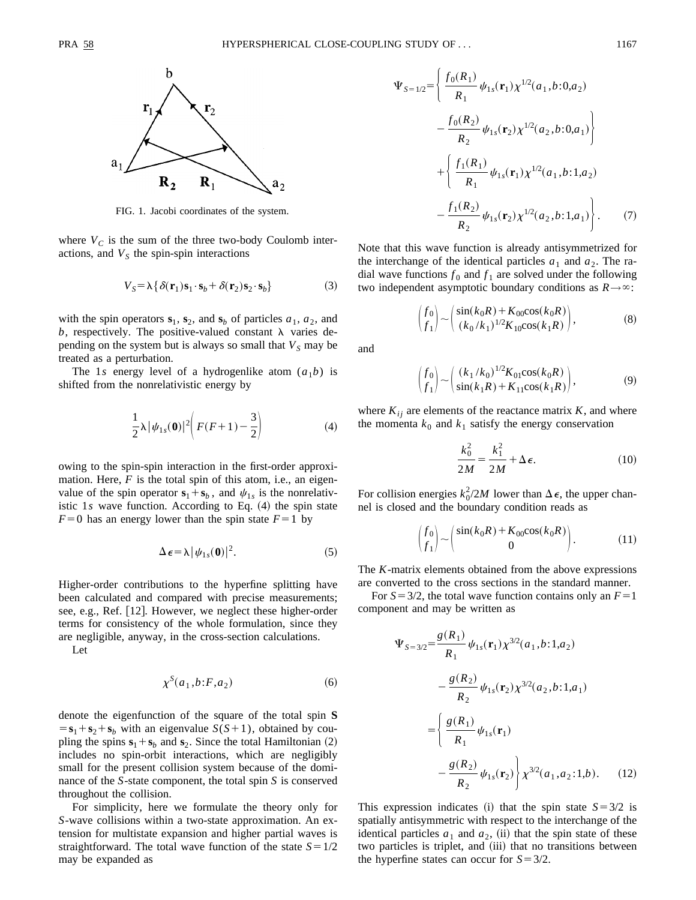FIG. 1. Jacobi coordinates of the system.

where $V_C$ is the sum of the three two-body Coulomb interactions, and $V_S$ the spin-spin interactions

$$V_S = \lambda\{\delta(\mathbf{r}_1)\mathbf{s}_1\cdot\mathbf{s}_b + \delta(\mathbf{r}_2)\mathbf{s}_2\cdot\mathbf{s}_b\} \tag{3}$$

with the spin operators $\mathbf{s}_1$, $\mathbf{s}_2$, and $\mathbf{s}_b$ of particles $a_1$, $a_2$, and $b$, respectively. The positive-valued constant $\lambda$ varies depending on the system but is always so small that $V_S$ may be treated as a perturbation.

The $1s$ energy level of a hydrogenlike atom $(a_1 b)$ is shifted from the nonrelativistic energy by

$$\frac{1}{2}\lambda|\psi_{1s}(\mathbf{0})|^2\left(F(F+1)-\frac{3}{2}\right) \tag{4}$$

owing to the spin-spin interaction in the first-order approximation. Here, $F$ is the total spin of this atom, i.e., an eigenvalue of the spin operator $\mathbf{s}_1+\mathbf{s}_b$, and $\psi_{1s}$ is the nonrelativistic $1s$ wave function. According to Eq. (4) the spin state $F=0$ has an energy lower than the spin state $F=1$ by

$$\Delta\epsilon = \lambda|\psi_{1s}(\mathbf{0})|^2. \tag{5}$$

Higher-order contributions to the hyperfine splitting have been calculated and compared with precise measurements; see, e.g., Ref. [12]. However, we neglect these higher-order terms for consistency of the whole formulation, since they are negligible, anyway, in the cross-section calculations.

Let

$$\chi^S(a_1, b\!:\!F, a_2) \tag{6}$$

denote the eigenfunction of the square of the total spin $\mathbf{S}=\mathbf{s}_1+\mathbf{s}_2+\mathbf{s}_b$ with an eigenvalue $S(S+1)$, obtained by coupling the spins $\mathbf{s}_1+\mathbf{s}_b$ and $\mathbf{s}_2$. Since the total Hamiltonian (2) includes no spin-orbit interactions, which are negligibly small for the present collision system because of the dominance of the $S$-state component, the total spin $S$ is conserved throughout the collision.

For simplicity, here we formulate the theory only for $S$-wave collisions within a two-state approximation. An extension for multistate expansion and higher partial waves is straightforward. The total wave function of the state $S=1/2$ may be expanded as

$$\begin{aligned}
\Psi_{S=1/2} = &\left\{\frac{f_0(R_1)}{R_1}\psi_{1s}(\mathbf{r}_1)\chi^{1/2}(a_1,b\!:\!0,a_2) - \frac{f_0(R_2)}{R_2}\psi_{1s}(\mathbf{r}_2)\chi^{1/2}(a_2,b\!:\!0,a_1)\right\}\\
&+\left\{\frac{f_1(R_1)}{R_1}\psi_{1s}(\mathbf{r}_1)\chi^{1/2}(a_1,b\!:\!1,a_2) - \frac{f_1(R_2)}{R_2}\psi_{1s}(\mathbf{r}_2)\chi^{1/2}(a_2,b\!:\!1,a_1)\right\}.
\end{aligned} \tag{7}$$

Note that this wave function is already antisymmetrized for the interchange of the identical particles $a_1$ and $a_2$. The radial wave functions $f_0$ and $f_1$ are solved under the following two independent asymptotic boundary conditions as $R\to\infty$:

$$\begin{pmatrix} f_0 \\ f_1 \end{pmatrix} \sim \begin{pmatrix} \sin(k_0R)+K_{00}\cos(k_0R) \\ (k_0/k_1)^{1/2}K_{10}\cos(k_1R) \end{pmatrix}, \tag{8}$$

and

$$\begin{pmatrix} f_0 \\ f_1 \end{pmatrix} \sim \begin{pmatrix} (k_1/k_0)^{1/2}K_{01}\cos(k_0R) \\ \sin(k_1R)+K_{11}\cos(k_1R) \end{pmatrix}, \tag{9}$$

where $K_{ij}$ are elements of the reactance matrix $K$, and where the momenta $k_0$ and $k_1$ satisfy the energy conservation

$$\frac{k_0^2}{2M} = \frac{k_1^2}{2M} + \Delta\epsilon. \tag{10}$$

For collision energies $k_0^2/2M$ lower than $\Delta\epsilon$, the upper channel is closed and the boundary condition reads as

$$\begin{pmatrix} f_0 \\ f_1 \end{pmatrix} \sim \begin{pmatrix} \sin(k_0R)+K_{00}\cos(k_0R) \\ 0 \end{pmatrix}. \tag{11}$$

The $K$-matrix elements obtained from the above expressions are converted to the cross sections in the standard manner.

For $S=3/2$, the total wave function contains only an $F=1$ component and may be written as

$$\begin{aligned}
\Psi_{S=3/2} &= \frac{g(R_1)}{R_1}\psi_{1s}(\mathbf{r}_1)\chi^{3/2}(a_1,b\!:\!1,a_2) - \frac{g(R_2)}{R_2}\psi_{1s}(\mathbf{r}_2)\chi^{3/2}(a_2,b\!:\!1,a_1)\\
&= \left\{\frac{g(R_1)}{R_1}\psi_{1s}(\mathbf{r}_1) - \frac{g(R_2)}{R_2}\psi_{1s}(\mathbf{r}_2)\right\}\chi^{3/2}(a_1,a_2\!:\!1,b).
\end{aligned} \tag{12}$$

This expression indicates (i) that the spin state $S=3/2$ is spatially antisymmetric with respect to the interchange of the identical particles $a_1$ and $a_2$, (ii) that the spin state of these two particles is triplet, and (iii) that no transitions between the hyperfine states can occur for $S=3/2$.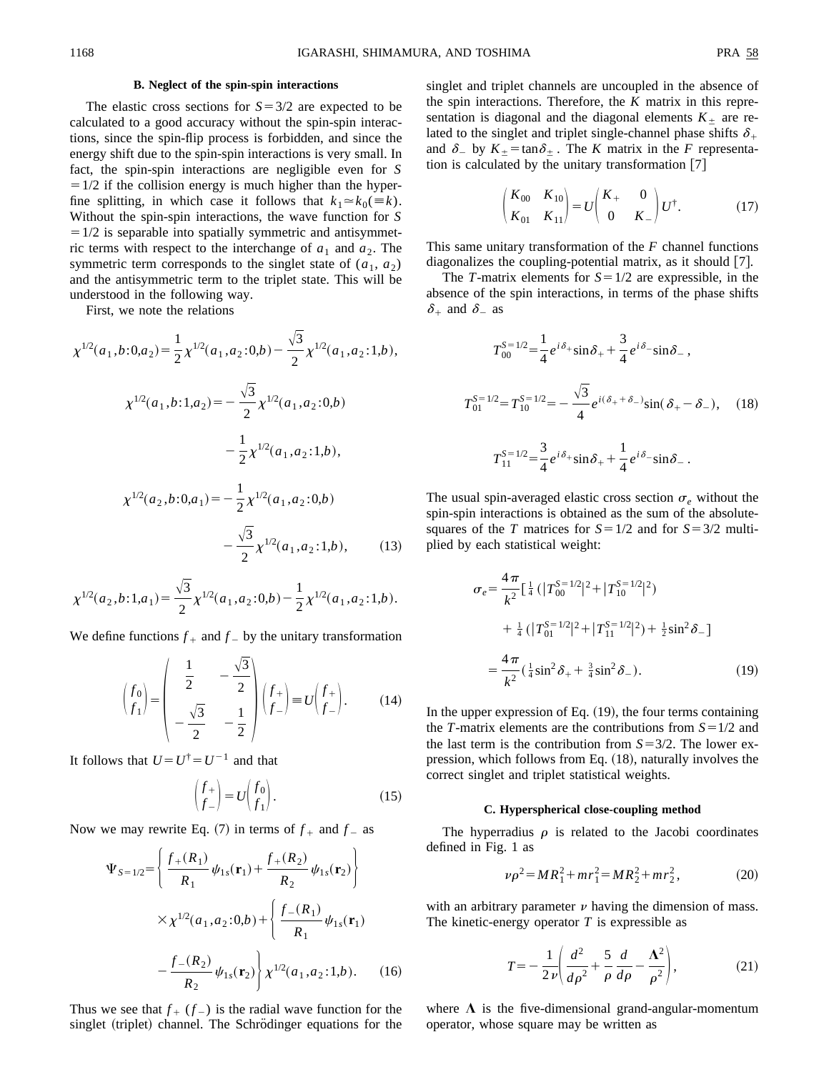### B. Neglect of the spin-spin interactions

The elastic cross sections for $S=3/2$ are expected to be calculated to a good accuracy without the spin-spin interactions, since the spin-flip process is forbidden, and since the energy shift due to the spin-spin interactions is very small. In fact, the spin-spin interactions are negligible even for $S=1/2$ if the collision energy is much higher than the hyperfine splitting, in which case it follows that $k_1 \simeq k_0 (\equiv k)$. Without the spin-spin interactions, the wave function for $S=1/2$ is separable into spatially symmetric and antisymmetric terms with respect to the interchange of $a_1$ and $a_2$. The symmetric term corresponds to the singlet state of $(a_1,\, a_2)$ and the antisymmetric term to the triplet state. This will be understood in the following way.

First, we note the relations

$$\chi^{1/2}(a_1,b{:}0,a_2)=\frac{1}{2}\chi^{1/2}(a_1,a_2{:}0,b)-\frac{\sqrt{3}}{2}\chi^{1/2}(a_1,a_2{:}1,b),$$

$$\chi^{1/2}(a_1,b{:}1,a_2)=-\frac{\sqrt{3}}{2}\chi^{1/2}(a_1,a_2{:}0,b)-\frac{1}{2}\chi^{1/2}(a_1,a_2{:}1,b),$$

$$\chi^{1/2}(a_2,b{:}0,a_1)=-\frac{1}{2}\chi^{1/2}(a_1,a_2{:}0,b)-\frac{\sqrt{3}}{2}\chi^{1/2}(a_1,a_2{:}1,b), \qquad (13)$$

$$\chi^{1/2}(a_2,b{:}1,a_1)=\frac{\sqrt{3}}{2}\chi^{1/2}(a_1,a_2{:}0,b)-\frac{1}{2}\chi^{1/2}(a_1,a_2{:}1,b).$$

We define functions $f_+$ and $f_-$ by the unitary transformation

$$\begin{pmatrix} f_0 \\ f_1 \end{pmatrix}=\begin{pmatrix} \frac{1}{2} & -\frac{\sqrt{3}}{2} \\ -\frac{\sqrt{3}}{2} & -\frac{1}{2} \end{pmatrix}\begin{pmatrix} f_+ \\ f_- \end{pmatrix}\equiv U\begin{pmatrix} f_+ \\ f_- \end{pmatrix}. \qquad (14)$$

It follows that $U=U^{\dagger}=U^{-1}$ and that

$$\begin{pmatrix} f_+ \\ f_- \end{pmatrix}=U\begin{pmatrix} f_0 \\ f_1 \end{pmatrix}. \qquad (15)$$

Now we may rewrite Eq. (7) in terms of $f_+$ and $f_-$ as

$$\Psi_{S=1/2}=\left\{\frac{f_+(R_1)}{R_1}\psi_{1s}(\mathbf{r}_1)+\frac{f_+(R_2)}{R_2}\psi_{1s}(\mathbf{r}_2)\right\}\times\chi^{1/2}(a_1,a_2{:}0,b)+\left\{\frac{f_-(R_1)}{R_1}\psi_{1s}(\mathbf{r}_1)-\frac{f_-(R_2)}{R_2}\psi_{1s}(\mathbf{r}_2)\right\}\chi^{1/2}(a_1,a_2{:}1,b). \qquad (16)$$

Thus we see that $f_+$ ($f_-$) is the radial wave function for the singlet (triplet) channel. The Schrödinger equations for the singlet and triplet channels are uncoupled in the absence of the spin interactions. Therefore, the $K$ matrix in this representation is diagonal and the diagonal elements $K_\pm$ are related to the singlet and triplet single-channel phase shifts $\delta_+$ and $\delta_-$ by $K_\pm=\tan\delta_\pm$. The $K$ matrix in the $F$ representation is calculated by the unitary transformation [7]

$$\begin{pmatrix} K_{00} & K_{10} \\ K_{01} & K_{11} \end{pmatrix}=U\begin{pmatrix} K_+ & 0 \\ 0 & K_- \end{pmatrix}U^{\dagger}. \qquad (17)$$

This same unitary transformation of the $F$ channel functions diagonalizes the coupling-potential matrix, as it should [7].

The $T$-matrix elements for $S=1/2$ are expressible, in the absence of the spin interactions, in terms of the phase shifts $\delta_+$ and $\delta_-$ as

$$T_{00}^{S=1/2}=\frac{1}{4}e^{i\delta_+}\sin\delta_+ +\frac{3}{4}e^{i\delta_-}\sin\delta_-,$$

$$T_{01}^{S=1/2}=T_{10}^{S=1/2}=-\frac{\sqrt{3}}{4}e^{i(\delta_+ +\delta_-)}\sin(\delta_+ -\delta_-), \qquad (18)$$

$$T_{11}^{S=1/2}=\frac{3}{4}e^{i\delta_+}\sin\delta_+ +\frac{1}{4}e^{i\delta_-}\sin\delta_-.$$

The usual spin-averaged elastic cross section $\sigma_e$ without the spin-spin interactions is obtained as the sum of the absolute-squares of the $T$ matrices for $S=1/2$ and for $S=3/2$ multiplied by each statistical weight:

$$\sigma_e=\frac{4\pi}{k^2}\left[\tfrac{1}{4}\left(|T_{00}^{S=1/2}|^2+|T_{10}^{S=1/2}|^2\right)+\tfrac{1}{4}\left(|T_{01}^{S=1/2}|^2+|T_{11}^{S=1/2}|^2\right)+\tfrac{1}{2}\sin^2\delta_-\right]$$
$$=\frac{4\pi}{k^2}\left(\tfrac{1}{4}\sin^2\delta_+ +\tfrac{3}{4}\sin^2\delta_-\right). \qquad (19)$$

In the upper expression of Eq. (19), the four terms containing the $T$-matrix elements are the contributions from $S=1/2$ and the last term is the contribution from $S=3/2$. The lower expression, which follows from Eq. (18), naturally involves the correct singlet and triplet statistical weights.

### C. Hyperspherical close-coupling method

The hyperradius $\rho$ is related to the Jacobi coordinates defined in Fig. 1 as

$$\nu\rho^2=MR_1^2+mr_1^2=MR_2^2+mr_2^2, \qquad (20)$$

with an arbitrary parameter $\nu$ having the dimension of mass. The kinetic-energy operator $T$ is expressible as

$$T=-\frac{1}{2\nu}\left(\frac{d^2}{d\rho^2}+\frac{5}{\rho}\frac{d}{d\rho}-\frac{\mathbf{\Lambda}^2}{\rho^2}\right), \qquad (21)$$

where $\mathbf{\Lambda}$ is the five-dimensional grand-angular-momentum operator, whose square may be written as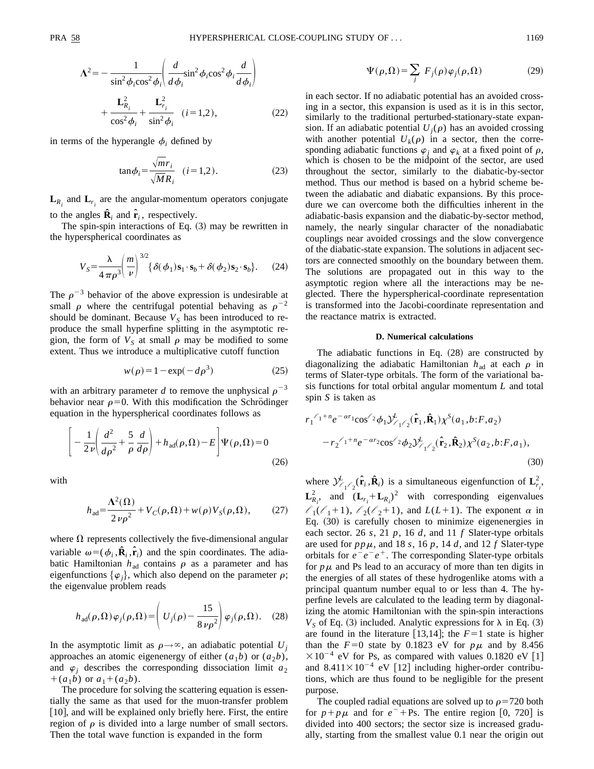$$\mathbf{\Lambda}^2 = -\frac{1}{\sin^2\phi_i \cos^2\phi_i}\left(\frac{d}{d\phi_i}\sin^2\phi_i \cos^2\phi_i \frac{d}{d\phi_i}\right) + \frac{\mathbf{L}_{R_i}^2}{\cos^2\phi_i} + \frac{\mathbf{L}_{r_i}^2}{\sin^2\phi_i} \quad (i=1,2), \tag{22}$$

in terms of the hyperangle $\phi_i$ defined by

$$\tan\phi_i = \frac{\sqrt{m} r_i}{\sqrt{M} R_i} \quad (i=1,2). \tag{23}$$

$\mathbf{L}_{R_i}$ and $\mathbf{L}_{r_i}$ are the angular-momentum operators conjugate to the angles $\hat{\mathbf{R}}_i$ and $\hat{\mathbf{r}}_i$, respectively.

The spin-spin interactions of Eq. (3) may be rewritten in the hyperspherical coordinates as

$$V_S = \frac{\lambda}{4\pi\rho^3}\left(\frac{m}{\nu}\right)^{3/2}\{\delta(\phi_1)\mathbf{s}_1\cdot\mathbf{s}_b + \delta(\phi_2)\mathbf{s}_2\cdot\mathbf{s}_b\}. \tag{24}$$

The $\rho^{-3}$ behavior of the above expression is undesirable at small $\rho$ where the centrifugal potential behaving as $\rho^{-2}$ should be dominant. Because $V_S$ has been introduced to reproduce the small hyperfine splitting in the asymptotic region, the form of $V_S$ at small $\rho$ may be modified to some extent. Thus we introduce a multiplicative cutoff function

$$w(\rho) = 1 - \exp(-d\rho^3) \tag{25}$$

with an arbitrary parameter $d$ to remove the unphysical $\rho^{-3}$ behavior near $\rho=0$. With this modification the Schrödinger equation in the hyperspherical coordinates follows as

$$\left[-\frac{1}{2\nu}\left(\frac{d^2}{d\rho^2} + \frac{5}{\rho}\frac{d}{d\rho}\right) + h_{\mathrm{ad}}(\rho,\Omega) - E\right]\Psi(\rho,\Omega) = 0 \tag{26}$$

with

$$h_{\mathrm{ad}} = \frac{\mathbf{\Lambda}^2(\Omega)}{2\nu\rho^2} + V_C(\rho,\Omega) + w(\rho)V_S(\rho,\Omega), \tag{27}$$

where $\Omega$ represents collectively the five-dimensional angular variable $\omega = (\phi_i, \hat{\mathbf{R}}_i, \hat{\mathbf{r}}_i)$ and the spin coordinates. The adiabatic Hamiltonian $h_{\mathrm{ad}}$ contains $\rho$ as a parameter and has eigenfunctions $\{\varphi_j\}$, which also depend on the parameter $\rho$; the eigenvalue problem reads

$$h_{\mathrm{ad}}(\rho,\Omega)\varphi_j(\rho,\Omega) = \left(U_j(\rho) - \frac{15}{8\nu\rho^2}\right)\varphi_j(\rho,\Omega). \tag{28}$$

In the asymptotic limit as $\rho\to\infty$, an adiabatic potential $U_j$ approaches an atomic eigenenergy of either $(a_1 b)$ or $(a_2 b)$, and $\varphi_j$ describes the corresponding dissociation limit $a_2 + (a_1 b)$ or $a_1 + (a_2 b)$.

The procedure for solving the scattering equation is essentially the same as that used for the muon-transfer problem [10], and will be explained only briefly here. First, the entire region of $\rho$ is divided into a large number of small sectors. Then the total wave function is expanded in the form

$$\Psi(\rho,\Omega) = \sum_j F_j(\rho)\varphi_j(\rho,\Omega) \tag{29}$$

in each sector. If no adiabatic potential has an avoided crossing in a sector, this expansion is used as it is in this sector, similarly to the traditional perturbed-stationary-state expansion. If an adiabatic potential $U_j(\rho)$ has an avoided crossing with another potential $U_k(\rho)$ in a sector, then the corresponding adiabatic functions $\varphi_j$ and $\varphi_k$ at a fixed point of $\rho$, which is chosen to be the midpoint of the sector, are used throughout the sector, similarly to the diabatic-by-sector method. Thus our method is based on a hybrid scheme between the adiabatic and diabatic expansions. By this procedure we can overcome both the difficulties inherent in the adiabatic-basis expansion and the diabatic-by-sector method, namely, the nearly singular character of the nonadiabatic couplings near avoided crossings and the slow convergence of the diabatic-state expansion. The solutions in adjacent sectors are connected smoothly on the boundary between them. The solutions are propagated out in this way to the asymptotic region where all the interactions may be neglected. There the hyperspherical-coordinate representation is transformed into the Jacobi-coordinate representation and the reactance matrix is extracted.

### D. Numerical calculations

The adiabatic functions in Eq. (28) are constructed by diagonalizing the adiabatic Hamiltonian $h_{\mathrm{ad}}$ at each $\rho$ in terms of Slater-type orbitals. The form of the variational basis functions for total orbital angular momentum $L$ and total spin $S$ is taken as

$$r_1^{\ell_1+n}e^{-\alpha r_1}\cos^{\ell_2}\phi_1 \mathcal{Y}^L_{\ell_1\ell_2}(\hat{\mathbf{r}}_1,\hat{\mathbf{R}}_1)\chi^S(a_1,b{:}F,a_2) - r_2^{\ell_1+n}e^{-\alpha r_2}\cos^{\ell_2}\phi_2 \mathcal{Y}^L_{\ell_1\ell_2}(\hat{\mathbf{r}}_2,\hat{\mathbf{R}}_2)\chi^S(a_2,b{:}F,a_1), \tag{30}$$

where $\mathcal{Y}^L_{\ell_1\ell_2}(\hat{\mathbf{r}}_i,\hat{\mathbf{R}}_i)$ is a simultaneous eigenfunction of $\mathbf{L}_{r_i}^2$, $\mathbf{L}_{R_i}^2$, and $(\mathbf{L}_{r_i}+\mathbf{L}_{R_i})^2$ with corresponding eigenvalues $\ell_1(\ell_1+1)$, $\ell_2(\ell_2+1)$, and $L(L+1)$. The exponent $\alpha$ in Eq. (30) is carefully chosen to minimize eigenenergies in each sector. 26 $s$, 21 $p$, 16 $d$, and 11 $f$ Slater-type orbitals are used for $pp\mu$, and 18 $s$, 16 $p$, 14 $d$, and 12 $f$ Slater-type orbitals for $e^-e^-e^+$. The corresponding Slater-type orbitals for $p\mu$ and Ps lead to an accuracy of more than ten digits in the energies of all states of these hydrogenlike atoms with a principal quantum number equal to or less than 4. The hyperfine levels are calculated to the leading term by diagonalizing the atomic Hamiltonian with the spin-spin interactions $V_S$ of Eq. (3) included. Analytic expressions for $\lambda$ in Eq. (3) are found in the literature [13,14]; the $F=1$ state is higher than the $F=0$ state by 0.1823 eV for $p\mu$ and by $8.456\times10^{-4}$ eV for Ps, as compared with values 0.1820 eV [1] and $8.411\times10^{-4}$ eV [12] including higher-order contributions, which are thus found to be negligible for the present purpose.

The coupled radial equations are solved up to $\rho=720$ both for $p+p\mu$ and for $e^-+\mathrm{Ps}$. The entire region [0, 720] is divided into 400 sectors; the sector size is increased gradually, starting from the smallest value 0.1 near the origin out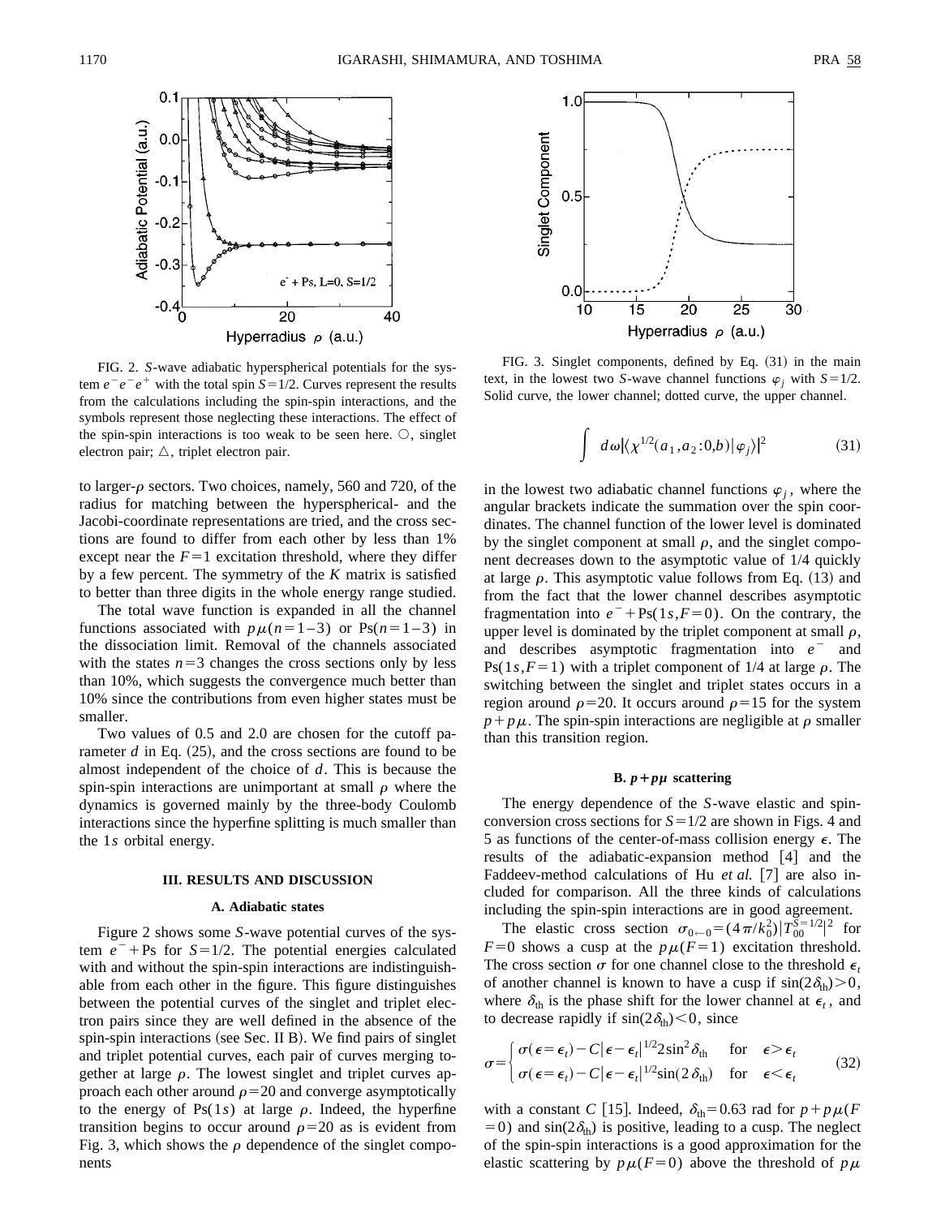FIG. 2. $S$-wave adiabatic hyperspherical potentials for the system $e^-e^-e^+$ with the total spin $S=1/2$. Curves represent the results from the calculations including the spin-spin interactions, and the symbols represent those neglecting these interactions. The effect of the spin-spin interactions is too weak to be seen here. ○, singlet electron pair; △, triplet electron pair.

FIG. 3. Singlet components, defined by Eq. (31) in the main text, in the lowest two $S$-wave channel functions $\varphi_j$ with $S=1/2$. Solid curve, the lower channel; dotted curve, the upper channel.

to larger-$\rho$ sectors. Two choices, namely, 560 and 720, of the radius for matching between the hyperspherical- and the Jacobi-coordinate representations are tried, and the cross sections are found to differ from each other by less than 1% except near the $F=1$ excitation threshold, where they differ by a few percent. The symmetry of the $K$ matrix is satisfied to better than three digits in the whole energy range studied.

The total wave function is expanded in all the channel functions associated with $p\mu(n=1-3)$ or Ps$(n=1-3)$ in the dissociation limit. Removal of the channels associated with the states $n=3$ changes the cross sections only by less than 10%, which suggests the convergence much better than 10% since the contributions from even higher states must be smaller.

Two values of 0.5 and 2.0 are chosen for the cutoff parameter $d$ in Eq. (25), and the cross sections are found to be almost independent of the choice of $d$. This is because the spin-spin interactions are unimportant at small $\rho$ where the dynamics is governed mainly by the three-body Coulomb interactions since the hyperfine splitting is much smaller than the 1$s$ orbital energy.

## III. RESULTS AND DISCUSSION

### A. Adiabatic states

Figure 2 shows some $S$-wave potential curves of the system $e^-+$Ps for $S=1/2$. The potential energies calculated with and without the spin-spin interactions are indistinguishable from each other in the figure. This figure distinguishes between the potential curves of the singlet and triplet electron pairs since they are well defined in the absence of the spin-spin interactions (see Sec. II B). We find pairs of singlet and triplet potential curves, each pair of curves merging together at large $\rho$. The lowest singlet and triplet curves approach each other around $\rho=20$ and converge asymptotically to the energy of Ps(1$s$) at large $\rho$. Indeed, the hyperfine transition begins to occur around $\rho=20$ as is evident from Fig. 3, which shows the $\rho$ dependence of the singlet components

$$\int d\omega |\langle \chi^{1/2}(a_1,a_2:0,b)|\varphi_j\rangle|^2 \tag{31}$$

in the lowest two adiabatic channel functions $\varphi_j$, where the angular brackets indicate the summation over the spin coordinates. The channel function of the lower level is dominated by the singlet component at small $\rho$, and the singlet component decreases down to the asymptotic value of 1/4 quickly at large $\rho$. This asymptotic value follows from Eq. (13) and from the fact that the lower channel describes asymptotic fragmentation into $e^-+$Ps$(1s,F=0)$. On the contrary, the upper level is dominated by the triplet component at small $\rho$, and describes asymptotic fragmentation into $e^-$ and Ps$(1s,F=1)$ with a triplet component of 1/4 at large $\rho$. The switching between the singlet and triplet states occurs in a region around $\rho=20$. It occurs around $\rho=15$ for the system $p+p\mu$. The spin-spin interactions are negligible at $\rho$ smaller than this transition region.

### B. $p+p\mu$ scattering

The energy dependence of the $S$-wave elastic and spin-conversion cross sections for $S=1/2$ are shown in Figs. 4 and 5 as functions of the center-of-mass collision energy $\epsilon$. The results of the adiabatic-expansion method [4] and the Faddeev-method calculations of Hu *et al.* [7] are also included for comparison. All the three kinds of calculations including the spin-spin interactions are in good agreement.

The elastic cross section $\sigma_{0\leftarrow 0}=(4\pi/k_0^2)|T_{00}^{S=1/2}|^2$ for $F=0$ shows a cusp at the $p\mu(F=1)$ excitation threshold. The cross section $\sigma$ for one channel close to the threshold $\epsilon_t$ of another channel is known to have a cusp if $\sin(2\delta_{\rm th})>0$, where $\delta_{\rm th}$ is the phase shift for the lower channel at $\epsilon_t$, and to decrease rapidly if $\sin(2\delta_{\rm th})<0$, since

$$\sigma=\begin{cases} \sigma(\epsilon=\epsilon_t)-C|\epsilon-\epsilon_t|^{1/2}2\sin^2\delta_{\rm th} & \text{for} \quad \epsilon>\epsilon_t \\ \sigma(\epsilon=\epsilon_t)-C|\epsilon-\epsilon_t|^{1/2}\sin(2\delta_{\rm th}) & \text{for} \quad \epsilon<\epsilon_t \end{cases} \tag{32}$$

with a constant $C$ [15]. Indeed, $\delta_{\rm th}=0.63$ rad for $p+p\mu(F=0)$ and $\sin(2\delta_{\rm th})$ is positive, leading to a cusp. The neglect of the spin-spin interactions is a good approximation for the elastic scattering by $p\mu(F=0)$ above the threshold of $p\mu$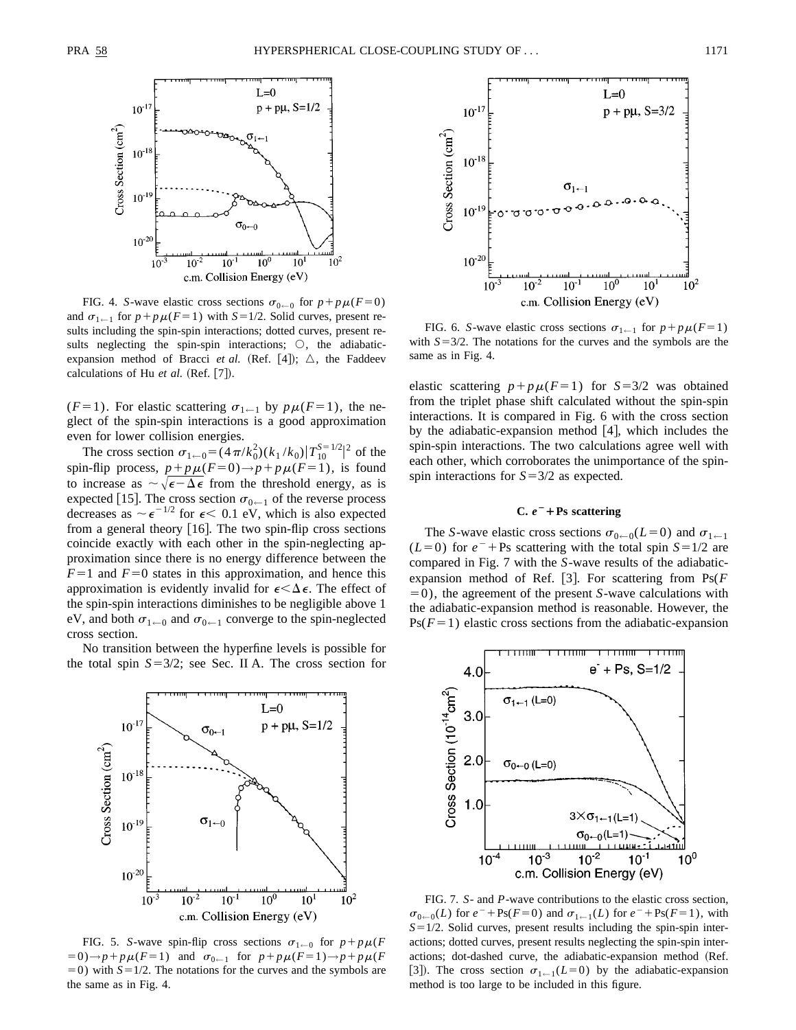FIG. 4. *S*-wave elastic cross sections $\sigma_{0\leftarrow 0}$ for $p+p\mu(F=0)$ and $\sigma_{1\leftarrow 1}$ for $p+p\mu(F=1)$ with $S=1/2$. Solid curves, present results including the spin-spin interactions; dotted curves, present results neglecting the spin-spin interactions; ○, the adiabatic-expansion method of Bracci *et al.* (Ref. [4]); △, the Faddeev calculations of Hu *et al.* (Ref. [7]).

$(F=1)$. For elastic scattering $\sigma_{1\leftarrow 1}$ by $p\mu(F=1)$, the neglect of the spin-spin interactions is a good approximation even for lower collision energies.

The cross section $\sigma_{1\leftarrow 0}=(4\pi/k_0^2)(k_1/k_0)|T_{10}^{S=1/2}|^2$ of the spin-flip process, $p+p\mu(F=0)\rightarrow p+p\mu(F=1)$, is found to increase as $\sim\sqrt{\epsilon-\Delta\epsilon}$ from the threshold energy, as is expected [15]. The cross section $\sigma_{0\leftarrow 1}$ of the reverse process decreases as $\sim\epsilon^{-1/2}$ for $\epsilon<0.1$ eV, which is also expected from a general theory [16]. The two spin-flip cross sections coincide exactly with each other in the spin-neglecting approximation since there is no energy difference between the $F=1$ and $F=0$ states in this approximation, and hence this approximation is evidently invalid for $\epsilon<\Delta\epsilon$. The effect of the spin-spin interactions diminishes to be negligible above 1 eV, and both $\sigma_{1\leftarrow 0}$ and $\sigma_{0\leftarrow 1}$ converge to the spin-neglected cross section.

No transition between the hyperfine levels is possible for the total spin $S=3/2$; see Sec. II A. The cross section for elastic scattering $p+p\mu(F=1)$ for $S=3/2$ was obtained from the triplet phase shift calculated without the spin-spin interactions. It is compared in Fig. 6 with the cross section by the adiabatic-expansion method [4], which includes the spin-spin interactions. The two calculations agree well with each other, which corroborates the unimportance of the spin-spin interactions for $S=3/2$ as expected.

FIG. 5. *S*-wave spin-flip cross sections $\sigma_{1\leftarrow 0}$ for $p+p\mu(F=0)\rightarrow p+p\mu(F=1)$ and $\sigma_{0\leftarrow 1}$ for $p+p\mu(F=1)\rightarrow p+p\mu(F=0)$ with $S=1/2$. The notations for the curves and the symbols are the same as in Fig. 4.

FIG. 6. *S*-wave elastic cross sections $\sigma_{1\leftarrow 1}$ for $p+p\mu(F=1)$ with $S=3/2$. The notations for the curves and the symbols are the same as in Fig. 4.

### C. $e^-+\text{Ps}$ scattering

The *S*-wave elastic cross sections $\sigma_{0\leftarrow 0}(L=0)$ and $\sigma_{1\leftarrow 1}$ $(L=0)$ for $e^-+\text{Ps}$ scattering with the total spin $S=1/2$ are compared in Fig. 7 with the *S*-wave results of the adiabatic-expansion method of Ref. [3]. For scattering from $\text{Ps}(F=0)$, the agreement of the present *S*-wave calculations with the adiabatic-expansion method is reasonable. However, the $\text{Ps}(F=1)$ elastic cross sections from the adiabatic-expansion

FIG. 7. *S*- and *P*-wave contributions to the elastic cross section, $\sigma_{0\leftarrow 0}(L)$ for $e^-+\text{Ps}(F=0)$ and $\sigma_{1\leftarrow 1}(L)$ for $e^-+\text{Ps}(F=1)$, with $S=1/2$. Solid curves, present results including the spin-spin interactions; dotted curves, present results neglecting the spin-spin interactions; dot-dashed curve, the adiabatic-expansion method (Ref. [3]). The cross section $\sigma_{1\leftarrow 1}(L=0)$ by the adiabatic-expansion method is too large to be included in this figure.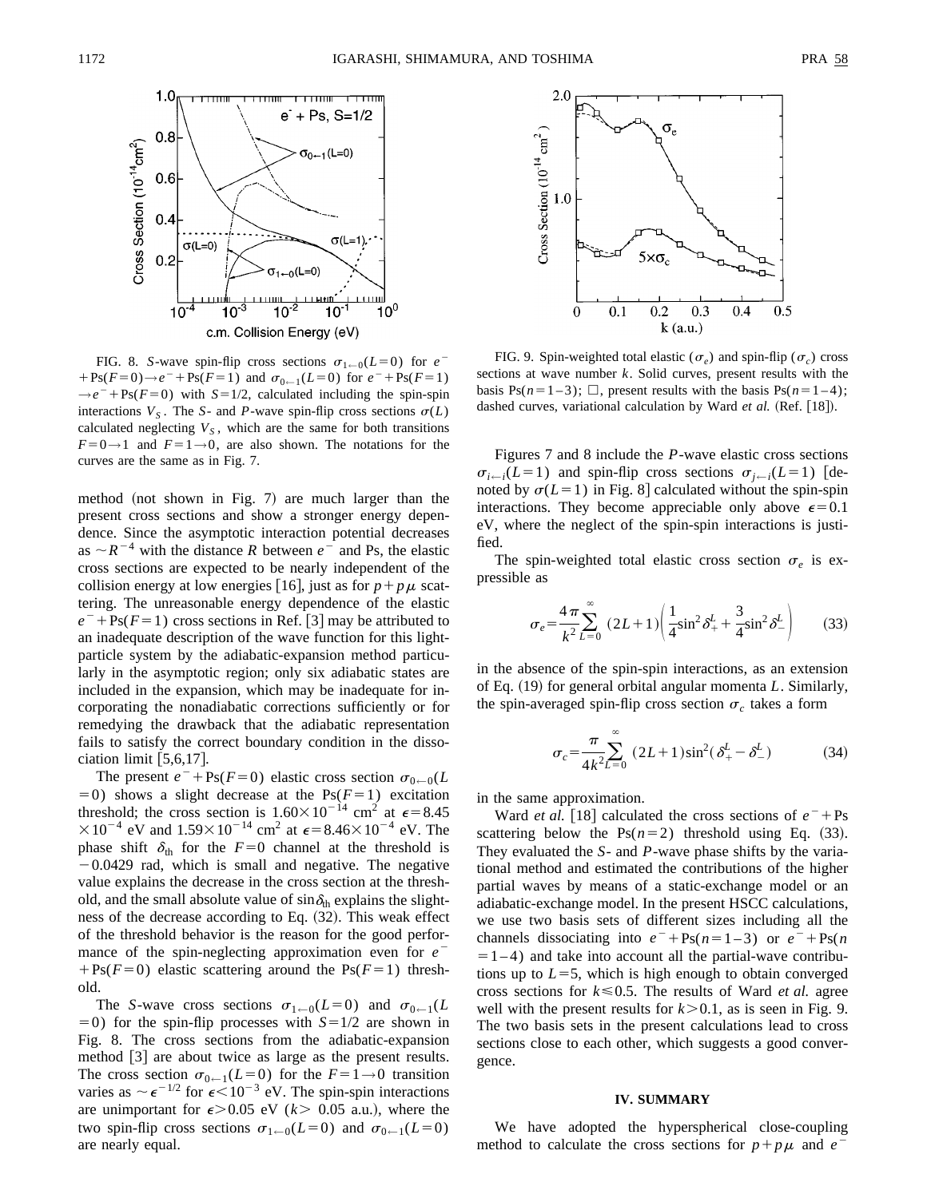FIG. 8. *S*-wave spin-flip cross sections $\sigma_{1\leftarrow 0}(L=0)$ for $e^- + \mathrm{Ps}(F=0) \rightarrow e^- + \mathrm{Ps}(F=1)$ and $\sigma_{0\leftarrow 1}(L=0)$ for $e^- + \mathrm{Ps}(F=1) \rightarrow e^- + \mathrm{Ps}(F=0)$ with $S=1/2$, calculated including the spin-spin interactions $V_S$. The *S*- and *P*-wave spin-flip cross sections $\sigma(L)$ calculated neglecting $V_S$, which are the same for both transitions $F=0 \rightarrow 1$ and $F=1 \rightarrow 0$, are also shown. The notations for the curves are the same as in Fig. 7.

FIG. 9. Spin-weighted total elastic ($\sigma_e$) and spin-flip ($\sigma_c$) cross sections at wave number $k$. Solid curves, present results with the basis $\mathrm{Ps}(n=1\text{–}3)$; □, present results with the basis $\mathrm{Ps}(n=1\text{–}4)$; dashed curves, variational calculation by Ward *et al.* (Ref. [18]).

method (not shown in Fig. 7) are much larger than the present cross sections and show a stronger energy dependence. Since the asymptotic interaction potential decreases as $\sim R^{-4}$ with the distance $R$ between $e^-$ and Ps, the elastic cross sections are expected to be nearly independent of the collision energy at low energies [16], just as for $p + p\mu$ scattering. The unreasonable energy dependence of the elastic $e^- + \mathrm{Ps}(F=1)$ cross sections in Ref. [3] may be attributed to an inadequate description of the wave function for this light-particle system by the adiabatic-expansion method particularly in the asymptotic region; only six adiabatic states are included in the expansion, which may be inadequate for incorporating the nonadiabatic corrections sufficiently or for remedying the drawback that the adiabatic representation fails to satisfy the correct boundary condition in the dissociation limit [5,6,17].

The present $e^- + \mathrm{Ps}(F=0)$ elastic cross section $\sigma_{0\leftarrow 0}(L=0)$ shows a slight decrease at the $\mathrm{Ps}(F=1)$ excitation threshold; the cross section is $1.60\times 10^{-14}$ cm$^2$ at $\epsilon = 8.45\times 10^{-4}$ eV and $1.59\times 10^{-14}$ cm$^2$ at $\epsilon = 8.46\times 10^{-4}$ eV. The phase shift $\delta_{\mathrm{th}}$ for the $F=0$ channel at the threshold is $-0.0429$ rad, which is small and negative. The negative value explains the decrease in the cross section at the threshold, and the small absolute value of $\sin\delta_{\mathrm{th}}$ explains the slightness of the decrease according to Eq. (32). This weak effect of the threshold behavior is the reason for the good performance of the spin-neglecting approximation even for $e^- + \mathrm{Ps}(F=0)$ elastic scattering around the $\mathrm{Ps}(F=1)$ threshold.

The *S*-wave cross sections $\sigma_{1\leftarrow 0}(L=0)$ and $\sigma_{0\leftarrow 1}(L=0)$ for the spin-flip processes with $S=1/2$ are shown in Fig. 8. The cross sections from the adiabatic-expansion method [3] are about twice as large as the present results. The cross section $\sigma_{0\leftarrow 1}(L=0)$ for the $F=1\rightarrow 0$ transition varies as $\sim \epsilon^{-1/2}$ for $\epsilon < 10^{-3}$ eV. The spin-spin interactions are unimportant for $\epsilon > 0.05$ eV ($k > 0.05$ a.u.), where the two spin-flip cross sections $\sigma_{1\leftarrow 0}(L=0)$ and $\sigma_{0\leftarrow 1}(L=0)$ are nearly equal.

Figures 7 and 8 include the *P*-wave elastic cross sections $\sigma_{i\leftarrow i}(L=1)$ and spin-flip cross sections $\sigma_{j\leftarrow i}(L=1)$ [denoted by $\sigma(L=1)$ in Fig. 8] calculated without the spin-spin interactions. They become appreciable only above $\epsilon = 0.1$ eV, where the neglect of the spin-spin interactions is justified.

The spin-weighted total elastic cross section $\sigma_e$ is expressible as

$$\sigma_e = \frac{4\pi}{k^2}\sum_{L=0}^{\infty}(2L+1)\left(\frac{1}{4}\sin^2\delta_+^L + \frac{3}{4}\sin^2\delta_-^L\right) \tag{33}$$

in the absence of the spin-spin interactions, as an extension of Eq. (19) for general orbital angular momenta $L$. Similarly, the spin-averaged spin-flip cross section $\sigma_c$ takes a form

$$\sigma_c = \frac{\pi}{4k^2}\sum_{L=0}^{\infty}(2L+1)\sin^2(\delta_+^L - \delta_-^L) \tag{34}$$

in the same approximation.

Ward *et al.* [18] calculated the cross sections of $e^- + \mathrm{Ps}$ scattering below the $\mathrm{Ps}(n=2)$ threshold using Eq. (33). They evaluated the *S*- and *P*-wave phase shifts by the variational method and estimated the contributions of the higher partial waves by means of a static-exchange model or an adiabatic-exchange model. In the present HSCC calculations, we use two basis sets of different sizes including all the channels dissociating into $e^- + \mathrm{Ps}(n=1\text{–}3)$ or $e^- + \mathrm{Ps}(n=1\text{–}4)$ and take into account all the partial-wave contributions up to $L=5$, which is high enough to obtain converged cross sections for $k \leqslant 0.5$. The results of Ward *et al.* agree well with the present results for $k > 0.1$, as is seen in Fig. 9. The two basis sets in the present calculations lead to cross sections close to each other, which suggests a good convergence.

## IV. SUMMARY

We have adopted the hyperspherical close-coupling method to calculate the cross sections for $p + p\mu$ and $e^-$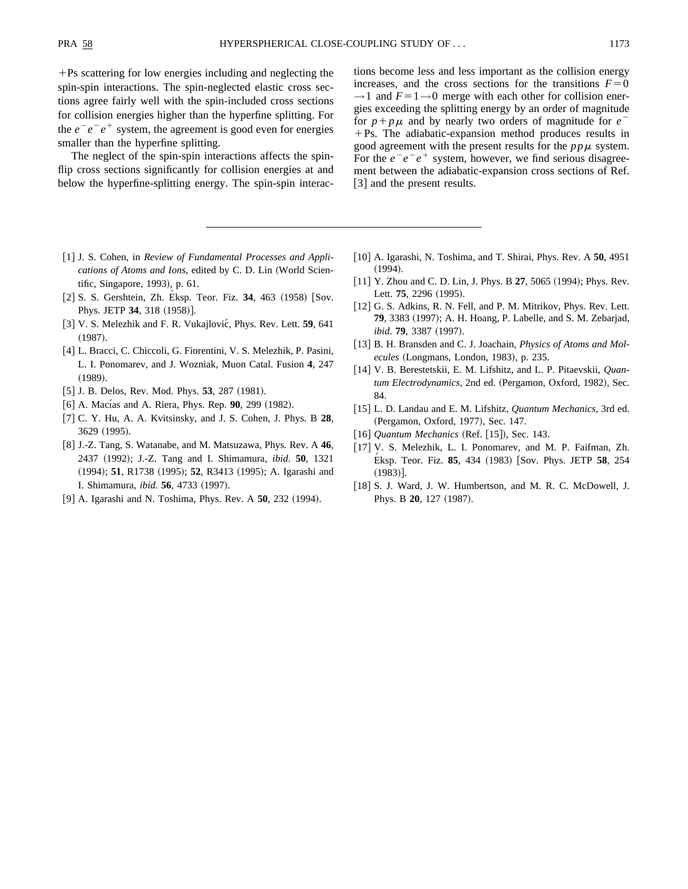+Ps scattering for low energies including and neglecting the spin-spin interactions. The spin-neglected elastic cross sections agree fairly well with the spin-included cross sections for collision energies higher than the hyperfine splitting. For the $e^-e^-e^+$ system, the agreement is good even for energies smaller than the hyperfine splitting.

The neglect of the spin-spin interactions affects the spin-flip cross sections significantly for collision energies at and below the hyperfine-splitting energy. The spin-spin interactions become less and less important as the collision energy increases, and the cross sections for the transitions $F=0\rightarrow 1$ and $F=1\rightarrow 0$ merge with each other for collision energies exceeding the splitting energy by an order of magnitude for $p+p\mu$ and by nearly two orders of magnitude for $e^-$ +Ps. The adiabatic-expansion method produces results in good agreement with the present results for the $pp\mu$ system. For the $e^-e^-e^+$ system, however, we find serious disagreement between the adiabatic-expansion cross sections of Ref. [3] and the present results.

---

[1] J. S. Cohen, in *Review of Fundamental Processes and Applications of Atoms and Ions*, edited by C. D. Lin (World Scientific, Singapore, 1993), p. 61.

[2] S. S. Gershtein, Zh. Éksp. Teor. Fiz. **34**, 463 (1958) [Sov. Phys. JETP **34**, 318 (1958)].

[3] V. S. Melezhik and F. R. Vukajlović, Phys. Rev. Lett. **59**, 641 (1987).

[4] L. Bracci, C. Chiccoli, G. Fiorentini, V. S. Melezhik, P. Pasini, L. I. Ponomarev, and J. Wozniak, Muon Catal. Fusion **4**, 247 (1989).

[5] J. B. Delos, Rev. Mod. Phys. **53**, 287 (1981).

[6] A. Macías and A. Riera, Phys. Rep. **90**, 299 (1982).

[7] C. Y. Hu, A. A. Kvitsinsky, and J. S. Cohen, J. Phys. B **28**, 3629 (1995).

[8] J.-Z. Tang, S. Watanabe, and M. Matsuzawa, Phys. Rev. A **46**, 2437 (1992); J.-Z. Tang and I. Shimamura, *ibid*. **50**, 1321 (1994); **51**, R1738 (1995); **52**, R3413 (1995); A. Igarashi and I. Shimamura, *ibid.* **56**, 4733 (1997).

[9] A. Igarashi and N. Toshima, Phys. Rev. A **50**, 232 (1994).

[10] A. Igarashi, N. Toshima, and T. Shirai, Phys. Rev. A **50**, 4951 (1994).

[11] Y. Zhou and C. D. Lin, J. Phys. B **27**, 5065 (1994); Phys. Rev. Lett. **75**, 2296 (1995).

[12] G. S. Adkins, R. N. Fell, and P. M. Mitrikov, Phys. Rev. Lett. **79**, 3383 (1997); A. H. Hoang, P. Labelle, and S. M. Zebarjad, *ibid*. **79**, 3387 (1997).

[13] B. H. Bransden and C. J. Joachain, *Physics of Atoms and Molecules* (Longmans, London, 1983), p. 235.

[14] V. B. Berestetskii, E. M. Lifshitz, and L. P. Pitaevskii, *Quantum Electrodynamics*, 2nd ed. (Pergamon, Oxford, 1982), Sec. 84.

[15] L. D. Landau and E. M. Lifshitz, *Quantum Mechanics*, 3rd ed. (Pergamon, Oxford, 1977), Sec. 147.

[16] *Quantum Mechanics* (Ref. [15]), Sec. 143.

[17] V. S. Melezhik, L. I. Ponomarev, and M. P. Faifman, Zh. Éksp. Teor. Fiz. **85**, 434 (1983) [Sov. Phys. JETP **58**, 254 (1983)].

[18] S. J. Ward, J. W. Humbertson, and M. R. C. McDowell, J. Phys. B **20**, 127 (1987).